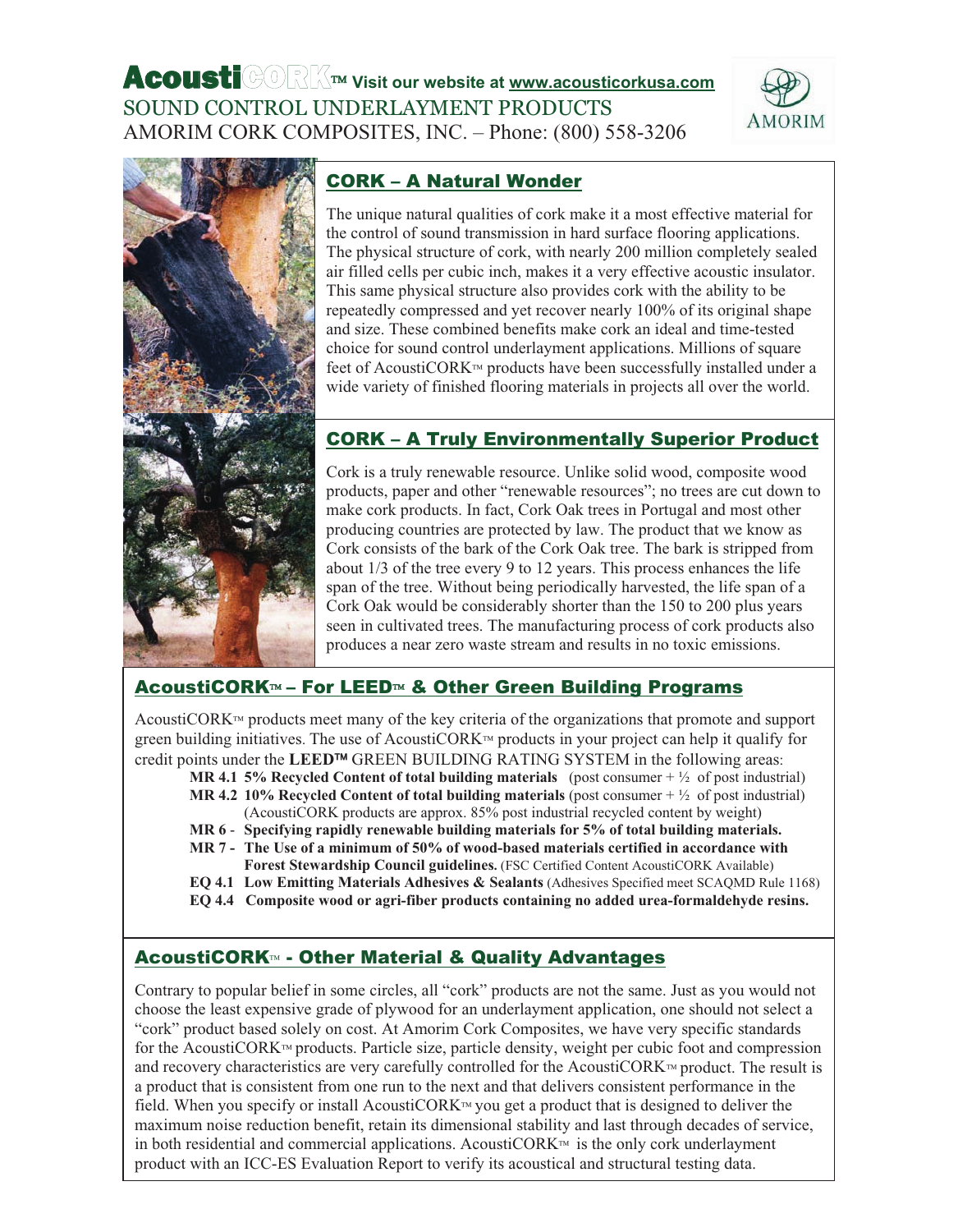# AcoustiCORK™ Visit our website at www.acousticorkusa.com

SOUND CONTROL UNDERLAYMENT PRODUCTS

AMORIM CORK COMPOSITES, INC. – Phone: (800) 558-3206

AMORIM

## CORK – A Natural Wonder

The unique natural qualities of cork make it a most effective material for the control of sound transmission in hard surface flooring applications. The physical structure of cork, with nearly 200 million completely sealed air filled cells per cubic inch, makes it a very effective acoustic insulator. This same physical structure also provides cork with the ability to be repeatedly compressed and yet recover nearly 100% of its original shape and size. These combined benefits make cork an ideal and time-tested choice for sound control underlayment applications. Millions of square feet of AcoustiCORK™ products have been successfully installed under a wide variety of finished flooring materials in projects all over the world.

## CORK – A Truly Environmentally Superior Product

Cork is a truly renewable resource. Unlike solid wood, composite wood products, paper and other "renewable resources"; no trees are cut down to make cork products. In fact, Cork Oak trees in Portugal and most other producing countries are protected by law. The product that we know as Cork consists of the bark of the Cork Oak tree. The bark is stripped from about 1/3 of the tree every 9 to 12 years. This process enhances the life span of the tree. Without being periodically harvested, the life span of a Cork Oak would be considerably shorter than the 150 to 200 plus years seen in cultivated trees. The manufacturing process of cork products also produces a near zero waste stream and results in no toxic emissions.

## AcoustiCORK™ – For LEED™ & Other Green Building Programs

AcoustiCORK™ products meet many of the key criteria of the organizations that promote and support green building initiatives. The use of AcoustiCORK™ products in your project can help it qualify for credit points under the **LEED™** GREEN BUILDING RATING SYSTEM in the following areas:

- **MR 4.1 5% Recycled Content of total building materials** (post consumer + ½ of post industrial)
- **MR 4.2 10% Recycled Content of total building materials** (post consumer + ½ of post industrial) (AcoustiCORK products are approx. 85% post industrial recycled content by weight)
- **MR 6 - Specifying rapidly renewable building materials for 5% of total building materials.**
- **MR 7 - The Use of a minimum of 50% of wood-based materials certified in accordance with Forest Stewardship Council guidelines.** (FSC Certified Content AcoustiCORK Available)
- **EQ 4.1 Low Emitting Materials Adhesives & Sealants** (Adhesives Specified meet SCAQMD Rule 1168)
- **EQ 4.4 Composite wood or agri-fiber products containing no added urea-formaldehyde resins.**

## AcoustiCORK™ - Other Material & Quality Advantages

Contrary to popular belief in some circles, all "cork" products are not the same. Just as you would not choose the least expensive grade of plywood for an underlayment application, one should not select a "cork" product based solely on cost. At Amorim Cork Composites, we have very specific standards for the AcoustiCORK™ products. Particle size, particle density, weight per cubic foot and compression and recovery characteristics are very carefully controlled for the AcoustiCORK™ product. The result is a product that is consistent from one run to the next and that delivers consistent performance in the field. When you specify or install AcoustiCORK™ you get a product that is designed to deliver the maximum noise reduction benefit, retain its dimensional stability and last through decades of service, in both residential and commercial applications. AcoustiCORK™ is the only cork underlayment product with an ICC-ES Evaluation Report to verify its acoustical and structural testing data.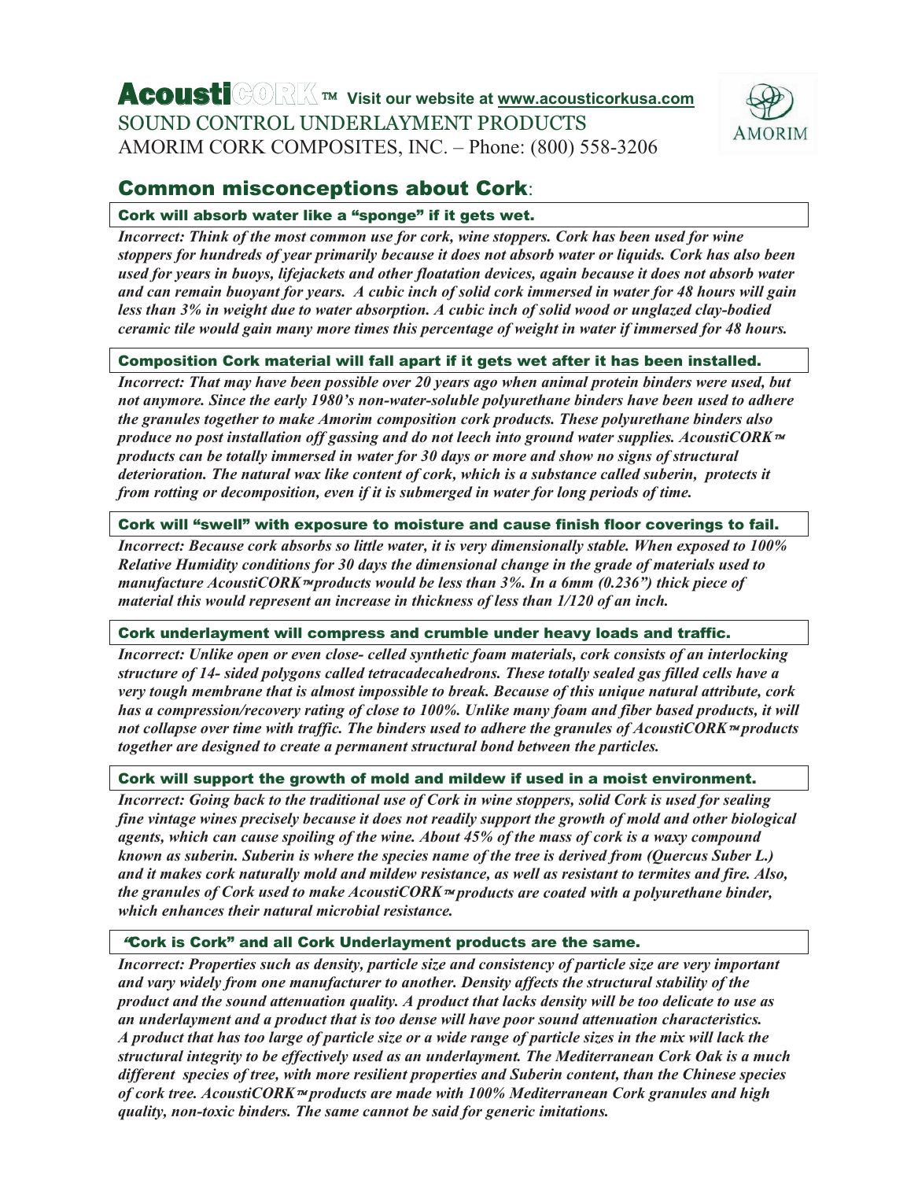# AcoustiCORK™ Visit our website at www.acousticorkusa.com

SOUND CONTROL UNDERLAYMENT PRODUCTS

AMORIM CORK COMPOSITES, INC. – Phone: (800) 558-3206

AMORIM

## Common misconceptions about Cork:

### Cork will absorb water like a "sponge" if it gets wet.

***Incorrect: Think of the most common use for cork, wine stoppers. Cork has been used for wine stoppers for hundreds of year primarily because it does not absorb water or liquids. Cork has also been used for years in buoys, lifejackets and other floatation devices, again because it does not absorb water and can remain buoyant for years. A cubic inch of solid cork immersed in water for 48 hours will gain less than 3% in weight due to water absorption. A cubic inch of solid wood or unglazed clay-bodied ceramic tile would gain many more times this percentage of weight in water if immersed for 48 hours.***

### Composition Cork material will fall apart if it gets wet after it has been installed.

***Incorrect: That may have been possible over 20 years ago when animal protein binders were used, but not anymore. Since the early 1980's non-water-soluble polyurethane binders have been used to adhere the granules together to make Amorim composition cork products. These polyurethane binders also produce no post installation off gassing and do not leech into ground water supplies. AcoustiCORK™ products can be totally immersed in water for 30 days or more and show no signs of structural deterioration. The natural wax like content of cork, which is a substance called suberin, protects it from rotting or decomposition, even if it is submerged in water for long periods of time.***

### Cork will "swell" with exposure to moisture and cause finish floor coverings to fail.

***Incorrect: Because cork absorbs so little water, it is very dimensionally stable. When exposed to 100% Relative Humidity conditions for 30 days the dimensional change in the grade of materials used to manufacture AcoustiCORK™ products would be less than 3%. In a 6mm (0.236") thick piece of material this would represent an increase in thickness of less than 1/120 of an inch.***

### Cork underlayment will compress and crumble under heavy loads and traffic.

***Incorrect: Unlike open or even close- celled synthetic foam materials, cork consists of an interlocking structure of 14- sided polygons called tetracadecahedrons. These totally sealed gas filled cells have a very tough membrane that is almost impossible to break. Because of this unique natural attribute, cork has a compression/recovery rating of close to 100%. Unlike many foam and fiber based products, it will not collapse over time with traffic. The binders used to adhere the granules of AcoustiCORK™ products together are designed to create a permanent structural bond between the particles.***

### Cork will support the growth of mold and mildew if used in a moist environment.

***Incorrect: Going back to the traditional use of Cork in wine stoppers, solid Cork is used for sealing fine vintage wines precisely because it does not readily support the growth of mold and other biological agents, which can cause spoiling of the wine. About 45% of the mass of cork is a waxy compound known as suberin. Suberin is where the species name of the tree is derived from (Quercus Suber L.) and it makes cork naturally mold and mildew resistance, as well as resistant to termites and fire. Also, the granules of Cork used to make AcoustiCORK™ products are coated with a polyurethane binder, which enhances their natural microbial resistance.***

### "Cork is Cork" and all Cork Underlayment products are the same.

***Incorrect: Properties such as density, particle size and consistency of particle size are very important and vary widely from one manufacturer to another. Density affects the structural stability of the product and the sound attenuation quality. A product that lacks density will be too delicate to use as an underlayment and a product that is too dense will have poor sound attenuation characteristics. A product that has too large of particle size or a wide range of particle sizes in the mix will lack the structural integrity to be effectively used as an underlayment. The Mediterranean Cork Oak is a much different species of tree, with more resilient properties and Suberin content, than the Chinese species of cork tree. AcoustiCORK™ products are made with 100% Mediterranean Cork granules and high quality, non-toxic binders. The same cannot be said for generic imitations.***